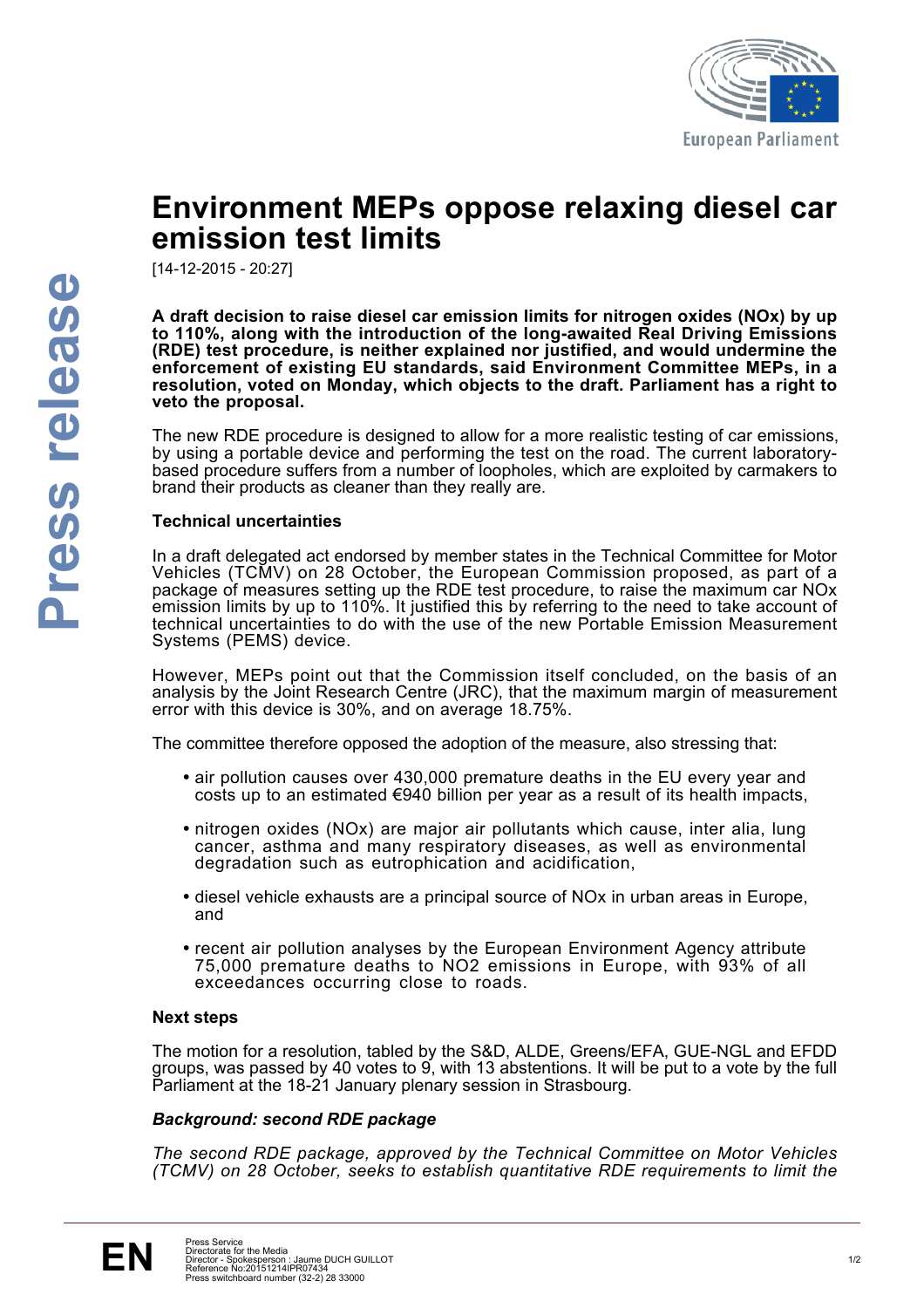# Environment MEPs oppose relaxing diesel car emission test limits

[14-12-2015 - 20:27]

**A draft decision to raise diesel car emission limits for nitrogen oxides (NOx) by up to 110%, along with the introduction of the long-awaited Real Driving Emissions (RDE) test procedure, is neither explained nor justified, and would undermine the enforcement of existing EU standards, said Environment Committee MEPs, in a resolution, voted on Monday, which objects to the draft. Parliament has a right to veto the proposal.**

The new RDE procedure is designed to allow for a more realistic testing of car emissions, by using a portable device and performing the test on the road. The current laboratory-based procedure suffers from a number of loopholes, which are exploited by carmakers to brand their products as cleaner than they really are.

### Technical uncertainties

In a draft delegated act endorsed by member states in the Technical Committee for Motor Vehicles (TCMV) on 28 October, the European Commission proposed, as part of a package of measures setting up the RDE test procedure, to raise the maximum car NOx emission limits by up to 110%. It justified this by referring to the need to take account of technical uncertainties to do with the use of the new Portable Emission Measurement Systems (PEMS) device.

However, MEPs point out that the Commission itself concluded, on the basis of an analysis by the Joint Research Centre (JRC), that the maximum margin of measurement error with this device is 30%, and on average 18.75%.

The committee therefore opposed the adoption of the measure, also stressing that:

- air pollution causes over 430,000 premature deaths in the EU every year and costs up to an estimated €940 billion per year as a result of its health impacts,
- nitrogen oxides (NOx) are major air pollutants which cause, inter alia, lung cancer, asthma and many respiratory diseases, as well as environmental degradation such as eutrophication and acidification,
- diesel vehicle exhausts are a principal source of NOx in urban areas in Europe, and
- recent air pollution analyses by the European Environment Agency attribute 75,000 premature deaths to $NO_2$ emissions in Europe, with 93% of all exceedances occurring close to roads.

### Next steps

The motion for a resolution, tabled by the S&D, ALDE, Greens/EFA, GUE-NGL and EFDD groups, was passed by 40 votes to 9, with 13 abstentions. It will be put to a vote by the full Parliament at the 18-21 January plenary session in Strasbourg.

### *Background: second RDE package*

*The second RDE package, approved by the Technical Committee on Motor Vehicles (TCMV) on 28 October, seeks to establish quantitative RDE requirements to limit the*

EN

Press Service
Directorate for the Media
Director - Spokesperson : Jaume DUCH GUILLOT
Reference No:20151214IPR07434
Press switchboard number (32-2) 28 33000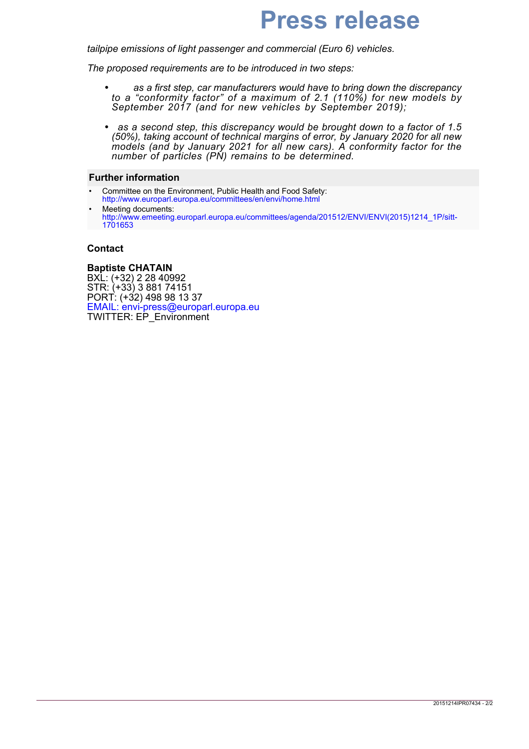*tailpipe emissions of light passenger and commercial (Euro 6) vehicles.*

*The proposed requirements are to be introduced in two steps:*

- *as a first step, car manufacturers would have to bring down the discrepancy to a "conformity factor" of a maximum of 2.1 (110%) for new models by September 2017 (and for new vehicles by September 2019);*
- *as a second step, this discrepancy would be brought down to a factor of 1.5 (50%), taking account of technical margins of error, by January 2020 for all new models (and by January 2021 for all new cars). A conformity factor for the number of particles (PN) remains to be determined.*

## Further information

- Committee on the Environment, Public Health and Food Safety: http://www.europarl.europa.eu/committees/en/envi/home.html
- Meeting documents: http://www.emeeting.europarl.europa.eu/committees/agenda/201512/ENVI/ENVI(2015)1214_1P/sitt-1701653

## Contact

**Baptiste CHATAIN**
BXL: (+32) 2 28 40992
STR: (+33) 3 881 74151
PORT: (+32) 498 98 13 37
EMAIL: envi-press@europarl.europa.eu
TWITTER: EP_Environment